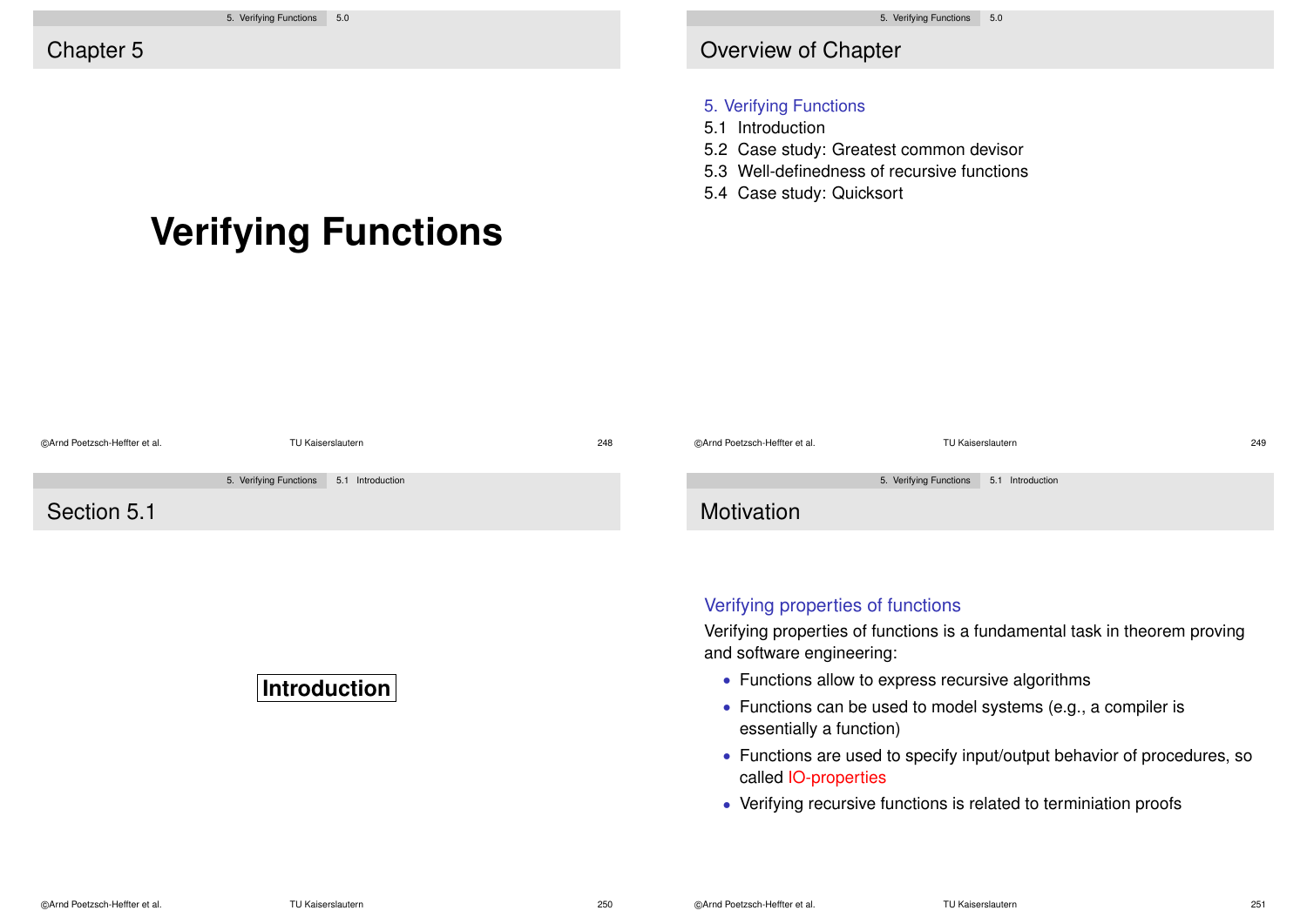# Chapter 5

# Verifying Functions

## Overview of Chapter

5. Verifying Functions

5.1 Introduction

5.2 Case study: Greatest common devisor

5.3 Well-definedness of recursive functions

5.4 Case study: Quicksort

## Section 5.1

**Introduction**

## Motivation

### Verifying properties of functions

Verifying properties of functions is a fundamental task in theorem proving and software engineering:

- Functions allow to express recursive algorithms
- Functions can be used to model systems (e.g., a compiler is essentially a function)
- Functions are used to specify input/output behavior of procedures, so called IO-properties
- Verifying recursive functions is related to terminiation proofs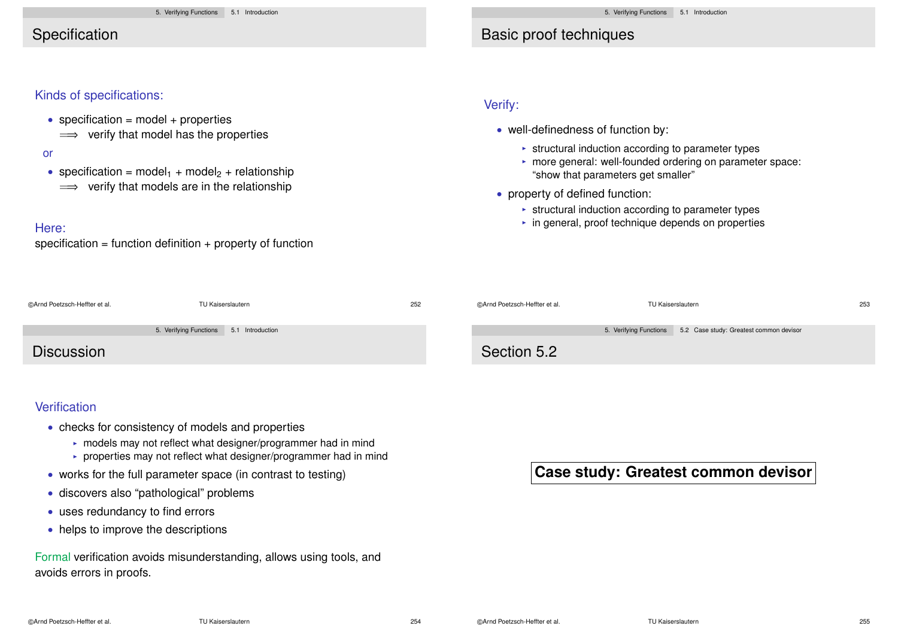## Specification

### Kinds of specifications:

- specification = model + properties
  $\Longrightarrow$ verify that model has the properties

or

- specification = $\text{model}_1$ + $\text{model}_2$ + relationship
  $\Longrightarrow$ verify that models are in the relationship

### Here:

specification = function definition + property of function

## Basic proof techniques

### Verify:

- well-definedness of function by:
  - structural induction according to parameter types
  - more general: well-founded ordering on parameter space: "show that parameters get smaller"
- property of defined function:
  - structural induction according to parameter types
  - in general, proof technique depends on properties

## Discussion

### Verification

- checks for consistency of models and properties
  - models may not reflect what designer/programmer had in mind
  - properties may not reflect what designer/programmer had in mind
- works for the full parameter space (in contrast to testing)
- discovers also "pathological" problems
- uses redundancy to find errors
- helps to improve the descriptions

Formal verification avoids misunderstanding, allows using tools, and avoids errors in proofs.

## Section 5.2

**Case study: Greatest common divisor**